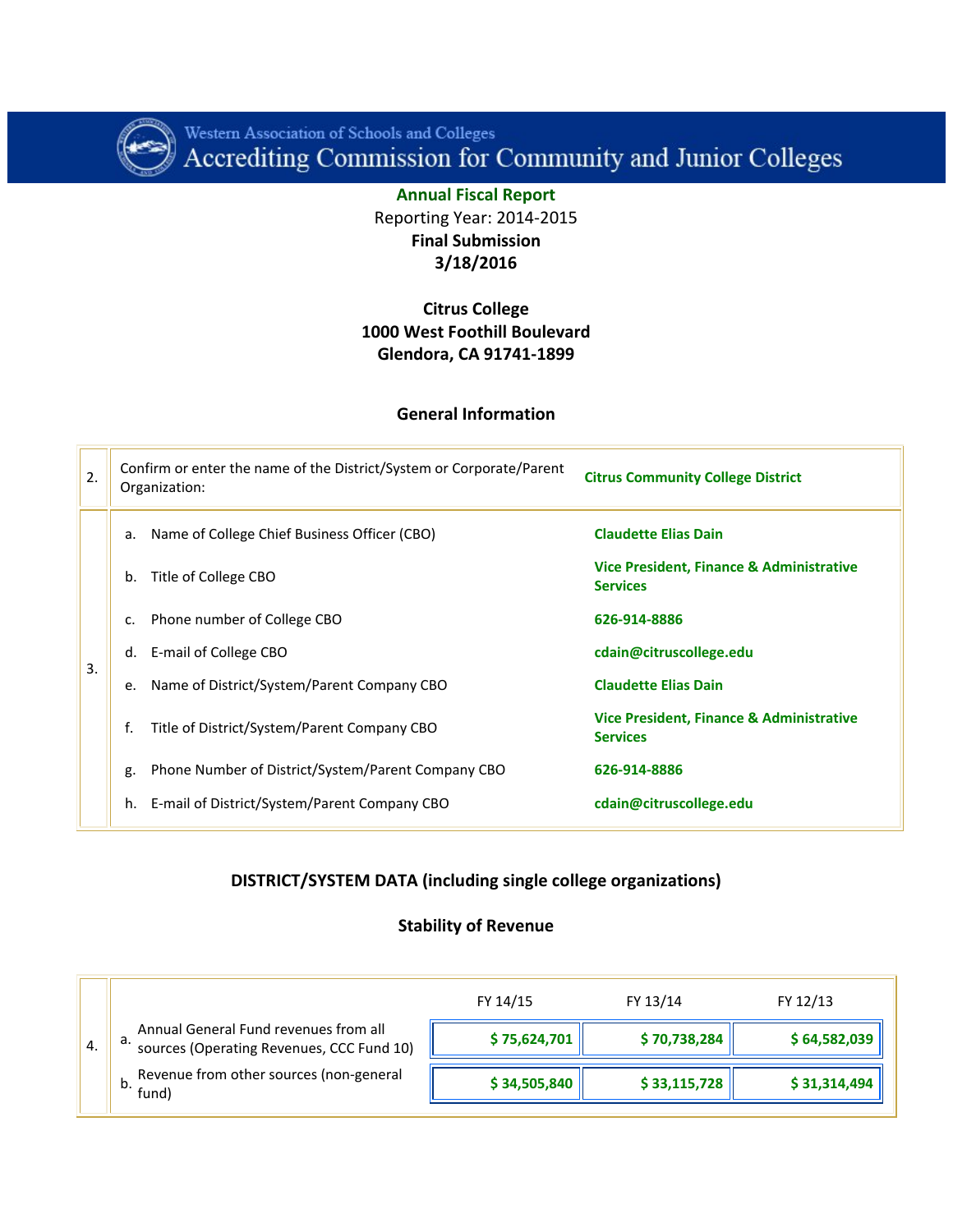Western Association of Schools and Colleges
Accrediting Commission for Community and Junior Colleges

**Annual Fiscal Report**

Reporting Year: 2014-2015

**Final Submission**

**3/18/2016**

**Citrus College**
**1000 West Foothill Boulevard**
**Glendora, CA 91741-1899**

## General Information

| | | |
|---|---|---|
| 2. | Confirm or enter the name of the District/System or Corporate/Parent Organization: | **Citrus Community College District** |
| 3. | a. Name of College Chief Business Officer (CBO) | **Claudette Elias Dain** |
| | b. Title of College CBO | **Vice President, Finance & Administrative Services** |
| | c. Phone number of College CBO | **626-914-8886** |
| | d. E-mail of College CBO | **cdain@citruscollege.edu** |
| | e. Name of District/System/Parent Company CBO | **Claudette Elias Dain** |
| | f. Title of District/System/Parent Company CBO | **Vice President, Finance & Administrative Services** |
| | g. Phone Number of District/System/Parent Company CBO | **626-914-8886** |
| | h. E-mail of District/System/Parent Company CBO | **cdain@citruscollege.edu** |

## DISTRICT/SYSTEM DATA (including single college organizations)

### Stability of Revenue

| | | FY 14/15 | FY 13/14 | FY 12/13 |
|---|---|---|---|---|
| 4. | a. Annual General Fund revenues from all sources (Operating Revenues, CCC Fund 10) | **$ 75,624,701** | **$ 70,738,284** | **$ 64,582,039** |
| | b. Revenue from other sources (non-general fund) | **$ 34,505,840** | **$ 33,115,728** | **$ 31,314,494** |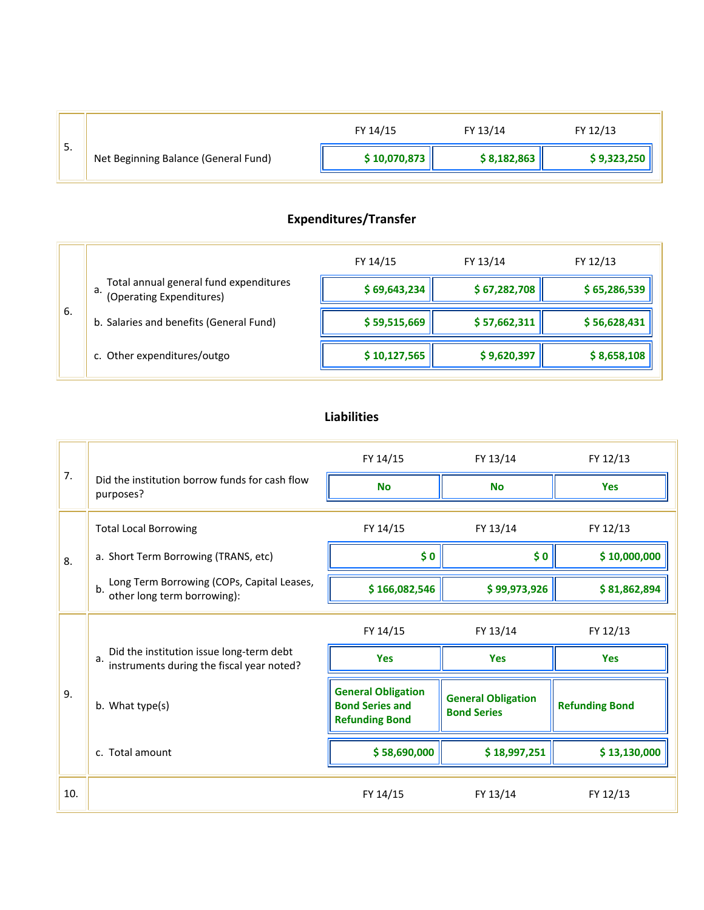| 5. | | FY 14/15 | FY 13/14 | FY 12/13 |
|---|---|---|---|---|
| | Net Beginning Balance (General Fund) | $ 10,070,873 | $ 8,182,863 | $ 9,323,250 |

## Expenditures/Transfer

| 6. | | FY 14/15 | FY 13/14 | FY 12/13 |
|---|---|---|---|---|
| | a. Total annual general fund expenditures (Operating Expenditures) | $ 69,643,234 | $ 67,282,708 | $ 65,286,539 |
| | b. Salaries and benefits (General Fund) | $ 59,515,669 | $ 57,662,311 | $ 56,628,431 |
| | c. Other expenditures/outgo | $ 10,127,565 | $ 9,620,397 | $ 8,658,108 |

## Liabilities

| | | FY 14/15 | FY 13/14 | FY 12/13 |
|---|---|---|---|---|
| 7. | Did the institution borrow funds for cash flow purposes? | No | No | Yes |
| 8. | Total Local Borrowing | FY 14/15 | FY 13/14 | FY 12/13 |
| | a. Short Term Borrowing (TRANS, etc) | $ 0 | $ 0 | $ 10,000,000 |
| | b. Long Term Borrowing (COPs, Capital Leases, other long term borrowing): | $ 166,082,546 | $ 99,973,926 | $ 81,862,894 |
| 9. | | FY 14/15 | FY 13/14 | FY 12/13 |
| | a. Did the institution issue long-term debt instruments during the fiscal year noted? | Yes | Yes | Yes |
| | b. What type(s) | General Obligation Bond Series and Refunding Bond | General Obligation Bond Series | Refunding Bond |
| | c. Total amount | $ 58,690,000 | $ 18,997,251 | $ 13,130,000 |
| 10. | | FY 14/15 | FY 13/14 | FY 12/13 |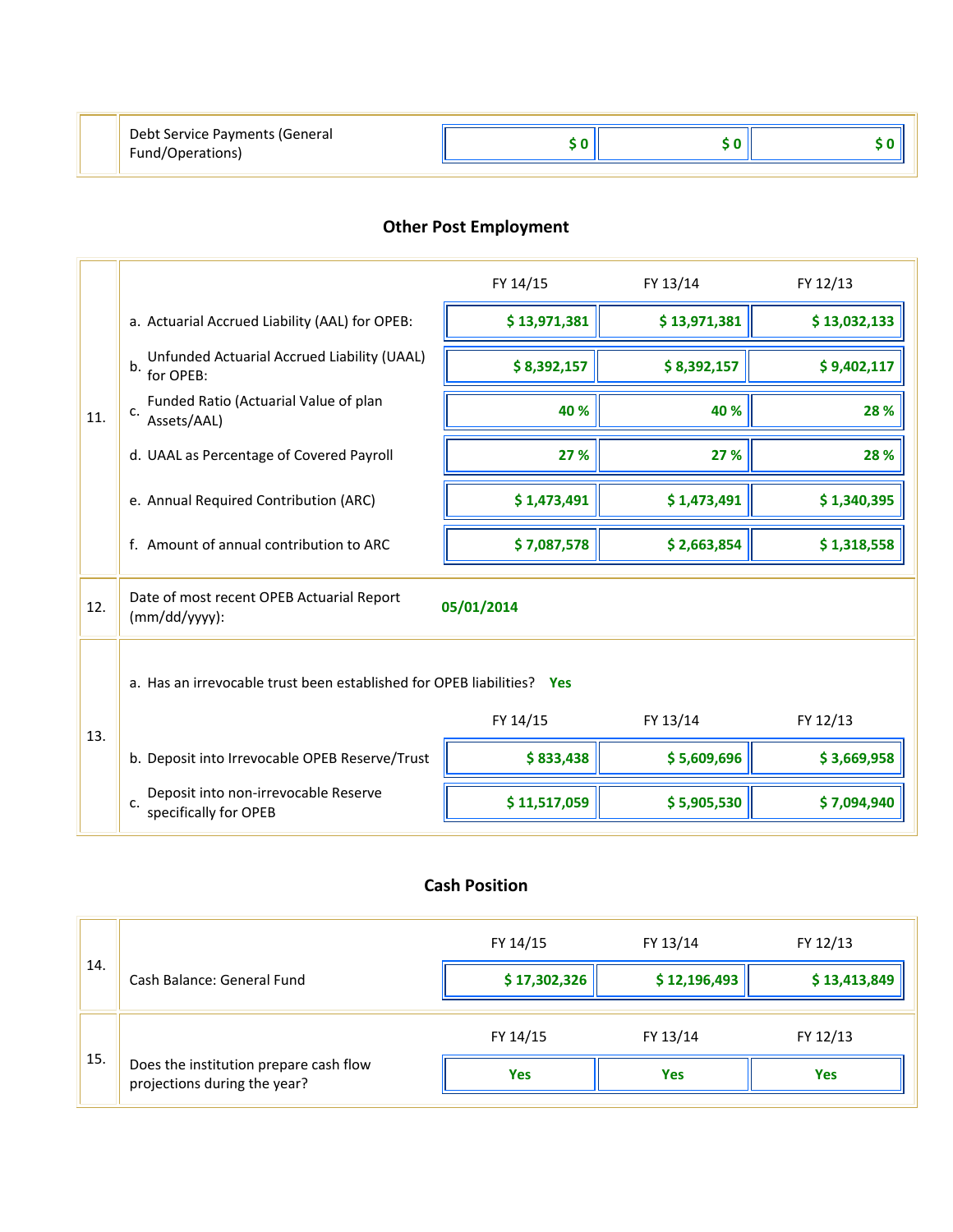| | | | | |
|---|---|---|---|---|
| | Debt Service Payments (General Fund/Operations) | $ 0 | $ 0 | $ 0 |

## Other Post Employment

| | | FY 14/15 | FY 13/14 | FY 12/13 |
|---|---|---|---|---|
| 11. | a. Actuarial Accrued Liability (AAL) for OPEB: | $ 13,971,381 | $ 13,971,381 | $ 13,032,133 |
| | b. Unfunded Actuarial Accrued Liability (UAAL) for OPEB: | $ 8,392,157 | $ 8,392,157 | $ 9,402,117 |
| | c. Funded Ratio (Actuarial Value of plan Assets/AAL) | 40 % | 40 % | 28 % |
| | d. UAAL as Percentage of Covered Payroll | 27 % | 27 % | 28 % |
| | e. Annual Required Contribution (ARC) | $ 1,473,491 | $ 1,473,491 | $ 1,340,395 |
| | f. Amount of annual contribution to ARC | $ 7,087,578 | $ 2,663,854 | $ 1,318,558 |

| | | |
|---|---|---|
| 12. | Date of most recent OPEB Actuarial Report (mm/dd/yyyy): | 05/01/2014 |

13\.

a. Has an irrevocable trust been established for OPEB liabilities? **Yes**

| | | FY 14/15 | FY 13/14 | FY 12/13 |
|---|---|---|---|---|
| 13. | b. Deposit into Irrevocable OPEB Reserve/Trust | $ 833,438 | $ 5,609,696 | $ 3,669,958 |
| | c. Deposit into non-irrevocable Reserve specifically for OPEB | $ 11,517,059 | $ 5,905,530 | $ 7,094,940 |

## Cash Position

| | | FY 14/15 | FY 13/14 | FY 12/13 |
|---|---|---|---|---|
| 14. | Cash Balance: General Fund | $ 17,302,326 | $ 12,196,493 | $ 13,413,849 |

| | | FY 14/15 | FY 13/14 | FY 12/13 |
|---|---|---|---|---|
| 15. | Does the institution prepare cash flow projections during the year? | Yes | Yes | Yes |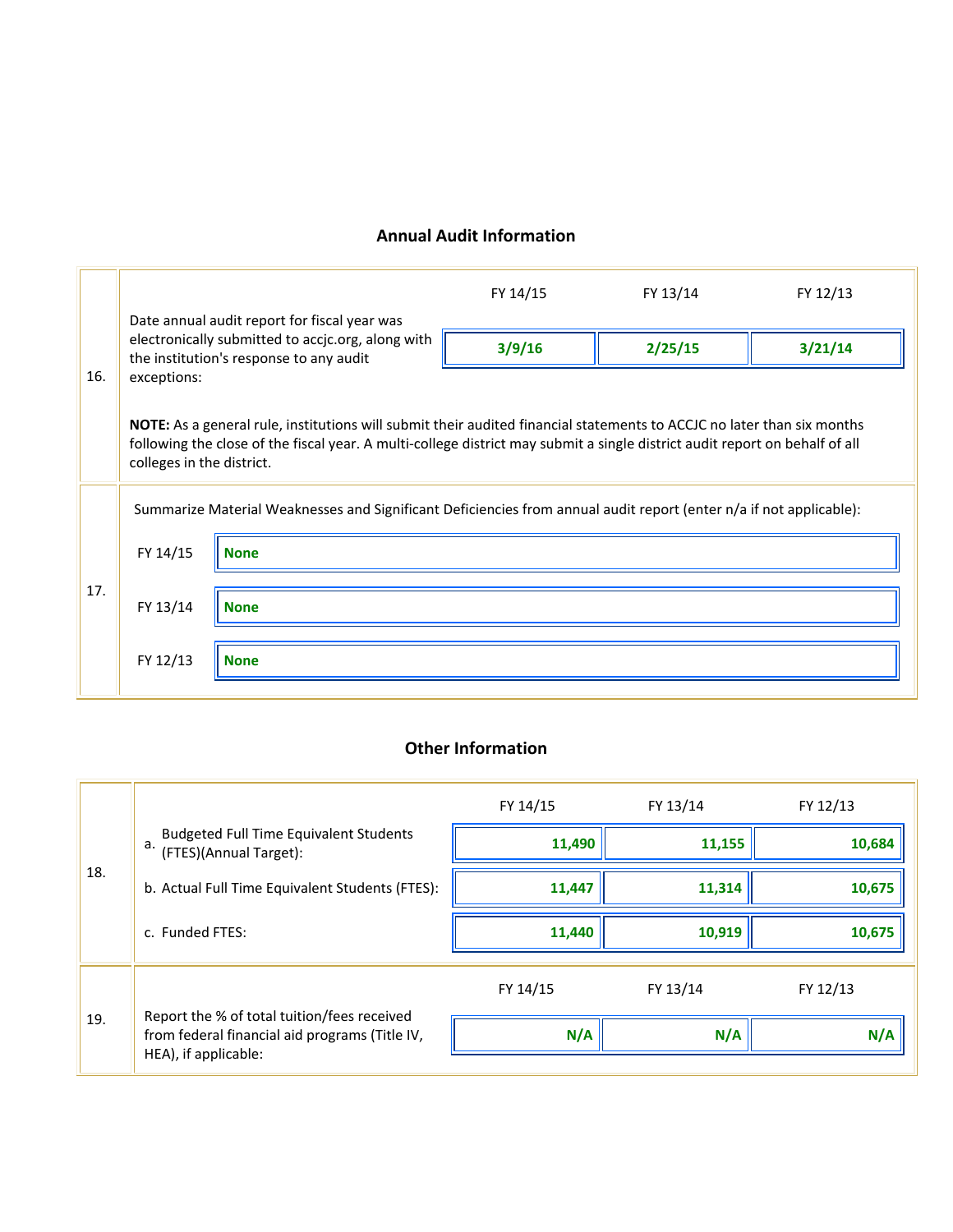## Annual Audit Information

| | | FY 14/15 | FY 13/14 | FY 12/13 |
|---|---|---|---|---|
| 16. | Date annual audit report for fiscal year was electronically submitted to accjc.org, along with the institution's response to any audit exceptions: | **3/9/16** | **2/25/15** | **3/21/14** |

**NOTE:** As a general rule, institutions will submit their audited financial statements to ACCJC no later than six months following the close of the fiscal year. A multi-college district may submit a single district audit report on behalf of all colleges in the district.

17. Summarize Material Weaknesses and Significant Deficiencies from annual audit report (enter n/a if not applicable):

| | |
|---|---|
| FY 14/15 | **None** |
| FY 13/14 | **None** |
| FY 12/13 | **None** |

## Other Information

| | | FY 14/15 | FY 13/14 | FY 12/13 |
|---|---|---|---|---|
| 18. | a. Budgeted Full Time Equivalent Students (FTES)(Annual Target): | **11,490** | **11,155** | **10,684** |
| | b. Actual Full Time Equivalent Students (FTES): | **11,447** | **11,314** | **10,675** |
| | c. Funded FTES: | **11,440** | **10,919** | **10,675** |

| | | FY 14/15 | FY 13/14 | FY 12/13 |
|---|---|---|---|---|
| 19. | Report the % of total tuition/fees received from federal financial aid programs (Title IV, HEA), if applicable: | **N/A** | **N/A** | **N/A** |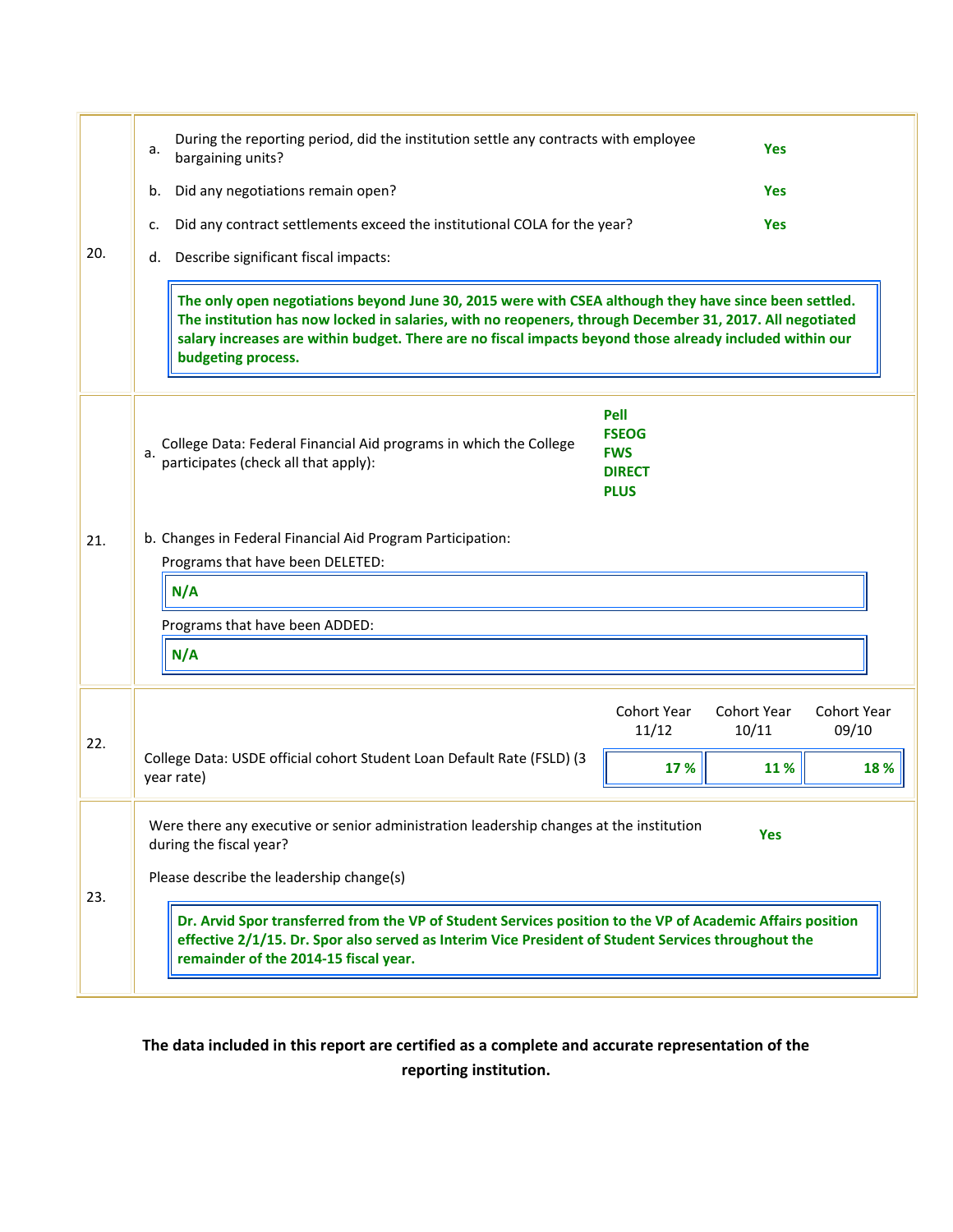20.

a. During the reporting period, did the institution settle any contracts with employee bargaining units? **Yes**

b. Did any negotiations remain open? **Yes**

c. Did any contract settlements exceed the institutional COLA for the year? **Yes**

d. Describe significant fiscal impacts:

**The only open negotiations beyond June 30, 2015 were with CSEA although they have since been settled. The institution has now locked in salaries, with no reopeners, through December 31, 2017. All negotiated salary increases are within budget. There are no fiscal impacts beyond those already included within our budgeting process.**

21.

a. College Data: Federal Financial Aid programs in which the College participates (check all that apply):

**Pell**
**FSEOG**
**FWS**
**DIRECT**
**PLUS**

b. Changes in Federal Financial Aid Program Participation:

Programs that have been DELETED:

**N/A**

Programs that have been ADDED:

**N/A**

22.

| | Cohort Year 11/12 | Cohort Year 10/11 | Cohort Year 09/10 |
|---|---|---|---|
| College Data: USDE official cohort Student Loan Default Rate (FSLD) (3 year rate) | **17 %** | **11 %** | **18 %** |

23.

Were there any executive or senior administration leadership changes at the institution during the fiscal year? **Yes**

Please describe the leadership change(s)

**Dr. Arvid Spor transferred from the VP of Student Services position to the VP of Academic Affairs position effective 2/1/15. Dr. Spor also served as Interim Vice President of Student Services throughout the remainder of the 2014-15 fiscal year.**

**The data included in this report are certified as a complete and accurate representation of the reporting institution.**